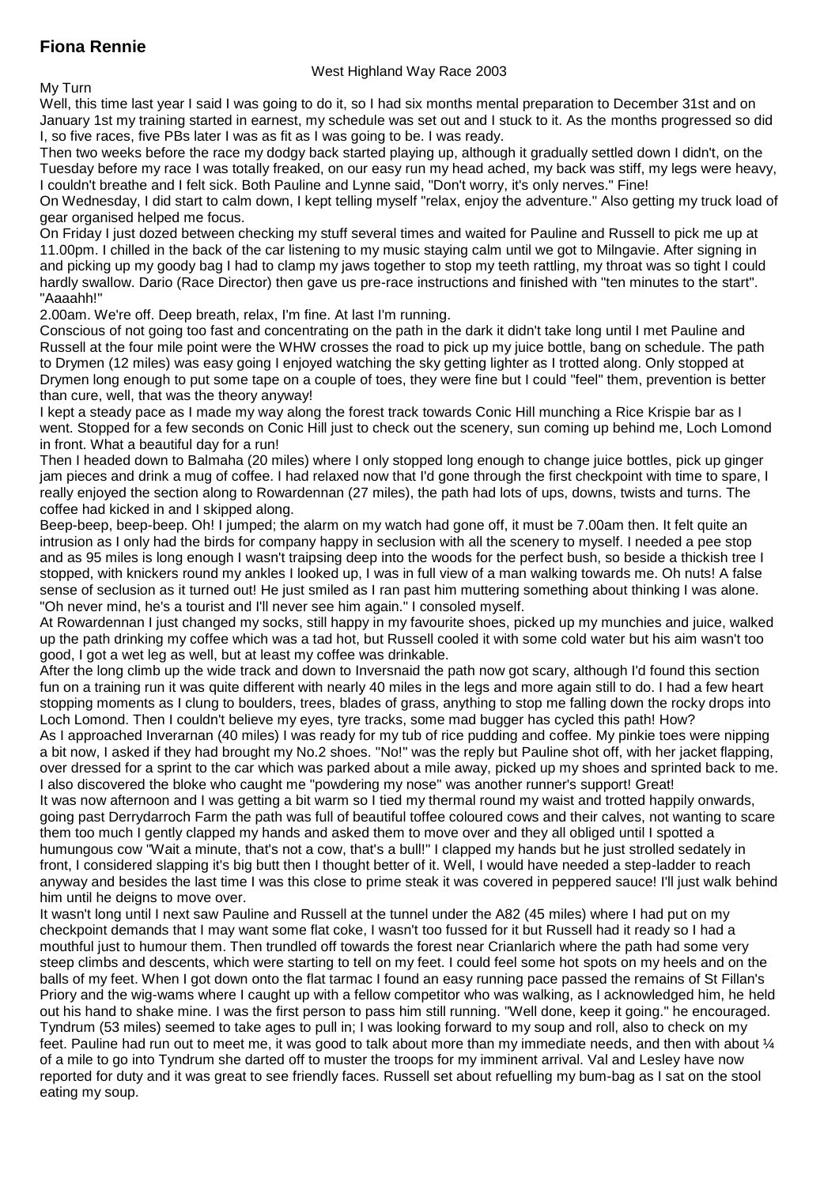# Fiona Rennie

West Highland Way Race 2003

My Turn

Well, this time last year I said I was going to do it, so I had six months mental preparation to December 31st and on January 1st my training started in earnest, my schedule was set out and I stuck to it. As the months progressed so did I, so five races, five PBs later I was as fit as I was going to be. I was ready.

Then two weeks before the race my dodgy back started playing up, although it gradually settled down I didn't, on the Tuesday before my race I was totally freaked, on our easy run my head ached, my back was stiff, my legs were heavy, I couldn't breathe and I felt sick. Both Pauline and Lynne said, "Don't worry, it's only nerves." Fine!

On Wednesday, I did start to calm down, I kept telling myself "relax, enjoy the adventure." Also getting my truck load of gear organised helped me focus.

On Friday I just dozed between checking my stuff several times and waited for Pauline and Russell to pick me up at 11.00pm. I chilled in the back of the car listening to my music staying calm until we got to Milngavie. After signing in and picking up my goody bag I had to clamp my jaws together to stop my teeth rattling, my throat was so tight I could hardly swallow. Dario (Race Director) then gave us pre-race instructions and finished with "ten minutes to the start". "Aaaahh!"

2.00am. We're off. Deep breath, relax, I'm fine. At last I'm running.

Conscious of not going too fast and concentrating on the path in the dark it didn't take long until I met Pauline and Russell at the four mile point were the WHW crosses the road to pick up my juice bottle, bang on schedule. The path to Drymen (12 miles) was easy going I enjoyed watching the sky getting lighter as I trotted along. Only stopped at Drymen long enough to put some tape on a couple of toes, they were fine but I could "feel" them, prevention is better than cure, well, that was the theory anyway!

I kept a steady pace as I made my way along the forest track towards Conic Hill munching a Rice Krispie bar as I went. Stopped for a few seconds on Conic Hill just to check out the scenery, sun coming up behind me, Loch Lomond in front. What a beautiful day for a run!

Then I headed down to Balmaha (20 miles) where I only stopped long enough to change juice bottles, pick up ginger jam pieces and drink a mug of coffee. I had relaxed now that I'd gone through the first checkpoint with time to spare, I really enjoyed the section along to Rowardennan (27 miles), the path had lots of ups, downs, twists and turns. The coffee had kicked in and I skipped along.

Beep-beep, beep-beep. Oh! I jumped; the alarm on my watch had gone off, it must be 7.00am then. It felt quite an intrusion as I only had the birds for company happy in seclusion with all the scenery to myself. I needed a pee stop and as 95 miles is long enough I wasn't traipsing deep into the woods for the perfect bush, so beside a thickish tree I stopped, with knickers round my ankles I looked up, I was in full view of a man walking towards me. Oh nuts! A false sense of seclusion as it turned out! He just smiled as I ran past him muttering something about thinking I was alone. "Oh never mind, he's a tourist and I'll never see him again." I consoled myself.

At Rowardennan I just changed my socks, still happy in my favourite shoes, picked up my munchies and juice, walked up the path drinking my coffee which was a tad hot, but Russell cooled it with some cold water but his aim wasn't too good, I got a wet leg as well, but at least my coffee was drinkable.

After the long climb up the wide track and down to Inversnaid the path now got scary, although I'd found this section fun on a training run it was quite different with nearly 40 miles in the legs and more again still to do. I had a few heart stopping moments as I clung to boulders, trees, blades of grass, anything to stop me falling down the rocky drops into Loch Lomond. Then I couldn't believe my eyes, tyre tracks, some mad bugger has cycled this path! How?

As I approached Inverarnan (40 miles) I was ready for my tub of rice pudding and coffee. My pinkie toes were nipping a bit now, I asked if they had brought my No.2 shoes. "No!" was the reply but Pauline shot off, with her jacket flapping, over dressed for a sprint to the car which was parked about a mile away, picked up my shoes and sprinted back to me. I also discovered the bloke who caught me "powdering my nose" was another runner's support! Great!

It was now afternoon and I was getting a bit warm so I tied my thermal round my waist and trotted happily onwards, going past Derrydarroch Farm the path was full of beautiful toffee coloured cows and their calves, not wanting to scare them too much I gently clapped my hands and asked them to move over and they all obliged until I spotted a humungous cow "Wait a minute, that's not a cow, that's a bull!" I clapped my hands but he just strolled sedately in front, I considered slapping it's big butt then I thought better of it. Well, I would have needed a step-ladder to reach anyway and besides the last time I was this close to prime steak it was covered in peppered sauce! I'll just walk behind him until he deigns to move over.

It wasn't long until I next saw Pauline and Russell at the tunnel under the A82 (45 miles) where I had put on my checkpoint demands that I may want some flat coke, I wasn't too fussed for it but Russell had it ready so I had a mouthful just to humour them. Then trundled off towards the forest near Crianlarich where the path had some very steep climbs and descents, which were starting to tell on my feet. I could feel some hot spots on my heels and on the balls of my feet. When I got down onto the flat tarmac I found an easy running pace passed the remains of St Fillan's Priory and the wig-wams where I caught up with a fellow competitor who was walking, as I acknowledged him, he held out his hand to shake mine. I was the first person to pass him still running. "Well done, keep it going." he encouraged.

Tyndrum (53 miles) seemed to take ages to pull in; I was looking forward to my soup and roll, also to check on my feet. Pauline had run out to meet me, it was good to talk about more than my immediate needs, and then with about ¼ of a mile to go into Tyndrum she darted off to muster the troops for my imminent arrival. Val and Lesley have now reported for duty and it was great to see friendly faces. Russell set about refuelling my bum-bag as I sat on the stool eating my soup.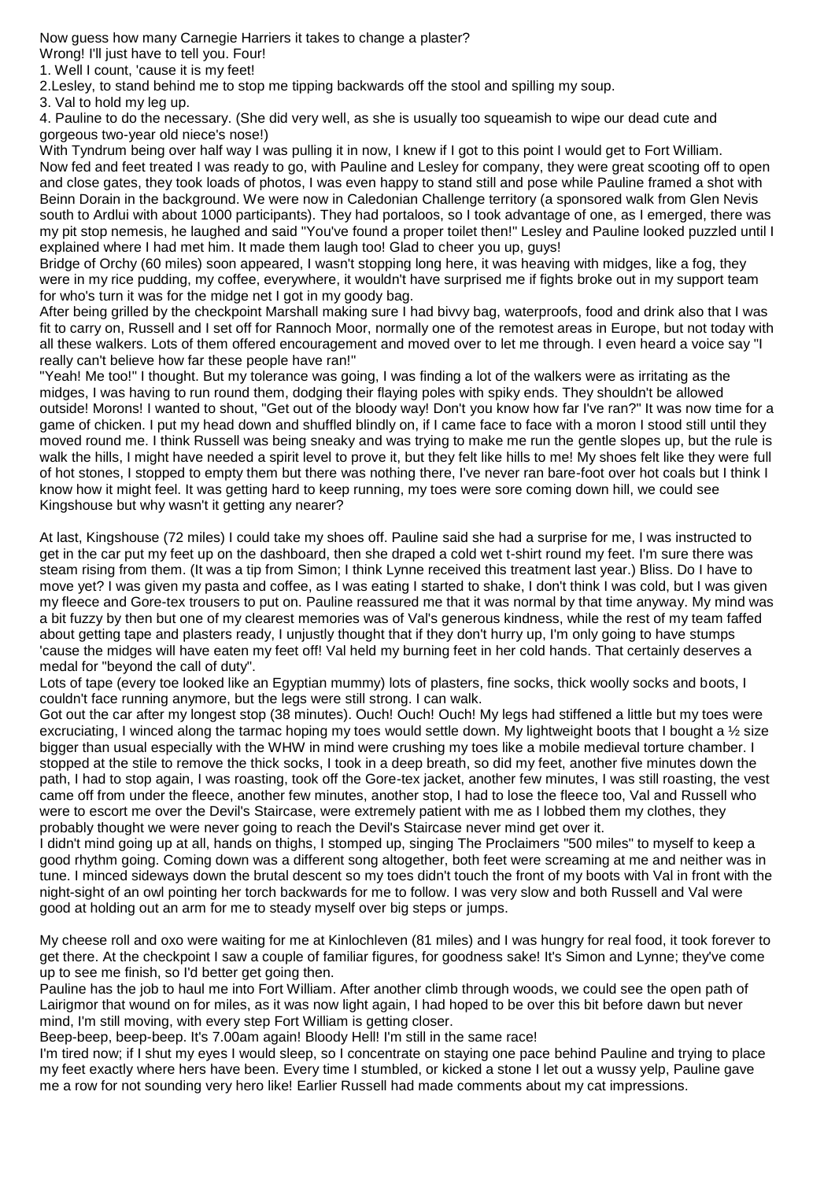Now guess how many Carnegie Harriers it takes to change a plaster?

Wrong! I'll just have to tell you. Four!

1. Well I count, 'cause it is my feet!
2. Lesley, to stand behind me to stop me tipping backwards off the stool and spilling my soup.
3. Val to hold my leg up.
4. Pauline to do the necessary. (She did very well, as she is usually too squeamish to wipe our dead cute and gorgeous two-year old niece's nose!)

With Tyndrum being over half way I was pulling it in now, I knew if I got to this point I would get to Fort William. Now fed and feet treated I was ready to go, with Pauline and Lesley for company, they were great scooting off to open and close gates, they took loads of photos, I was even happy to stand still and pose while Pauline framed a shot with Beinn Dorain in the background. We were now in Caledonian Challenge territory (a sponsored walk from Glen Nevis south to Ardlui with about 1000 participants). They had portaloos, so I took advantage of one, as I emerged, there was my pit stop nemesis, he laughed and said "You've found a proper toilet then!" Lesley and Pauline looked puzzled until I explained where I had met him. It made them laugh too! Glad to cheer you up, guys!

Bridge of Orchy (60 miles) soon appeared, I wasn't stopping long here, it was heaving with midges, like a fog, they were in my rice pudding, my coffee, everywhere, it wouldn't have surprised me if fights broke out in my support team for who's turn it was for the midge net I got in my goody bag.

After being grilled by the checkpoint Marshall making sure I had bivvy bag, waterproofs, food and drink also that I was fit to carry on, Russell and I set off for Rannoch Moor, normally one of the remotest areas in Europe, but not today with all these walkers. Lots of them offered encouragement and moved over to let me through. I even heard a voice say "I really can't believe how far these people have ran!"

"Yeah! Me too!" I thought. But my tolerance was going, I was finding a lot of the walkers were as irritating as the midges, I was having to run round them, dodging their flaying poles with spiky ends. They shouldn't be allowed outside! Morons! I wanted to shout, "Get out of the bloody way! Don't you know how far I've ran?" It was now time for a game of chicken. I put my head down and shuffled blindly on, if I came face to face with a moron I stood still until they moved round me. I think Russell was being sneaky and was trying to make me run the gentle slopes up, but the rule is walk the hills, I might have needed a spirit level to prove it, but they felt like hills to me! My shoes felt like they were full of hot stones, I stopped to empty them but there was nothing there, I've never ran bare-foot over hot coals but I think I know how it might feel. It was getting hard to keep running, my toes were sore coming down hill, we could see Kingshouse but why wasn't it getting any nearer?

At last, Kingshouse (72 miles) I could take my shoes off. Pauline said she had a surprise for me, I was instructed to get in the car put my feet up on the dashboard, then she draped a cold wet t-shirt round my feet. I'm sure there was steam rising from them. (It was a tip from Simon; I think Lynne received this treatment last year.) Bliss. Do I have to move yet? I was given my pasta and coffee, as I was eating I started to shake, I don't think I was cold, but I was given my fleece and Gore-tex trousers to put on. Pauline reassured me that it was normal by that time anyway. My mind was a bit fuzzy by then but one of my clearest memories was of Val's generous kindness, while the rest of my team faffed about getting tape and plasters ready, I unjustly thought that if they don't hurry up, I'm only going to have stumps 'cause the midges will have eaten my feet off! Val held my burning feet in her cold hands. That certainly deserves a medal for "beyond the call of duty".

Lots of tape (every toe looked like an Egyptian mummy) lots of plasters, fine socks, thick woolly socks and boots, I couldn't face running anymore, but the legs were still strong. I can walk.

Got out the car after my longest stop (38 minutes). Ouch! Ouch! Ouch! My legs had stiffened a little but my toes were excruciating, I winced along the tarmac hoping my toes would settle down. My lightweight boots that I bought a ½ size bigger than usual especially with the WHW in mind were crushing my toes like a mobile medieval torture chamber. I stopped at the stile to remove the thick socks, I took in a deep breath, so did my feet, another five minutes down the path, I had to stop again, I was roasting, took off the Gore-tex jacket, another few minutes, I was still roasting, the vest came off from under the fleece, another few minutes, another stop, I had to lose the fleece too, Val and Russell who were to escort me over the Devil's Staircase, were extremely patient with me as I lobbed them my clothes, they probably thought we were never going to reach the Devil's Staircase never mind get over it.

I didn't mind going up at all, hands on thighs, I stomped up, singing The Proclaimers "500 miles" to myself to keep a good rhythm going. Coming down was a different song altogether, both feet were screaming at me and neither was in tune. I minced sideways down the brutal descent so my toes didn't touch the front of my boots with Val in front with the night-sight of an owl pointing her torch backwards for me to follow. I was very slow and both Russell and Val were good at holding out an arm for me to steady myself over big steps or jumps.

My cheese roll and oxo were waiting for me at Kinlochleven (81 miles) and I was hungry for real food, it took forever to get there. At the checkpoint I saw a couple of familiar figures, for goodness sake! It's Simon and Lynne; they've come up to see me finish, so I'd better get going then.

Pauline has the job to haul me into Fort William. After another climb through woods, we could see the open path of Lairigmor that wound on for miles, as it was now light again, I had hoped to be over this bit before dawn but never mind, I'm still moving, with every step Fort William is getting closer.

Beep-beep, beep-beep. It's 7.00am again! Bloody Hell! I'm still in the same race!

I'm tired now; if I shut my eyes I would sleep, so I concentrate on staying one pace behind Pauline and trying to place my feet exactly where hers have been. Every time I stumbled, or kicked a stone I let out a wussy yelp, Pauline gave me a row for not sounding very hero like! Earlier Russell had made comments about my cat impressions.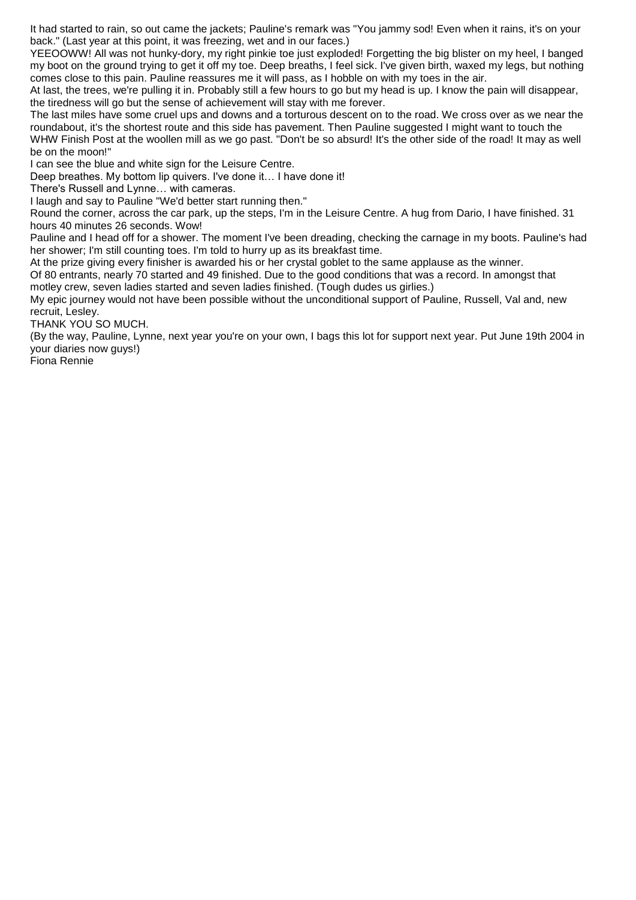It had started to rain, so out came the jackets; Pauline's remark was "You jammy sod! Even when it rains, it's on your back." (Last year at this point, it was freezing, wet and in our faces.)

YEEOOWW! All was not hunky-dory, my right pinkie toe just exploded! Forgetting the big blister on my heel, I banged my boot on the ground trying to get it off my toe. Deep breaths, I feel sick. I've given birth, waxed my legs, but nothing comes close to this pain. Pauline reassures me it will pass, as I hobble on with my toes in the air.

At last, the trees, we're pulling it in. Probably still a few hours to go but my head is up. I know the pain will disappear, the tiredness will go but the sense of achievement will stay with me forever.

The last miles have some cruel ups and downs and a torturous descent on to the road. We cross over as we near the roundabout, it's the shortest route and this side has pavement. Then Pauline suggested I might want to touch the WHW Finish Post at the woollen mill as we go past. "Don't be so absurd! It's the other side of the road! It may as well be on the moon!"

I can see the blue and white sign for the Leisure Centre.

Deep breathes. My bottom lip quivers. I've done it… I have done it!

There's Russell and Lynne… with cameras.

I laugh and say to Pauline "We'd better start running then."

Round the corner, across the car park, up the steps, I'm in the Leisure Centre. A hug from Dario, I have finished. 31 hours 40 minutes 26 seconds. Wow!

Pauline and I head off for a shower. The moment I've been dreading, checking the carnage in my boots. Pauline's had her shower; I'm still counting toes. I'm told to hurry up as its breakfast time.

At the prize giving every finisher is awarded his or her crystal goblet to the same applause as the winner.

Of 80 entrants, nearly 70 started and 49 finished. Due to the good conditions that was a record. In amongst that motley crew, seven ladies started and seven ladies finished. (Tough dudes us girlies.)

My epic journey would not have been possible without the unconditional support of Pauline, Russell, Val and, new recruit, Lesley.

THANK YOU SO MUCH.

(By the way, Pauline, Lynne, next year you're on your own, I bags this lot for support next year. Put June 19th 2004 in your diaries now guys!)

Fiona Rennie